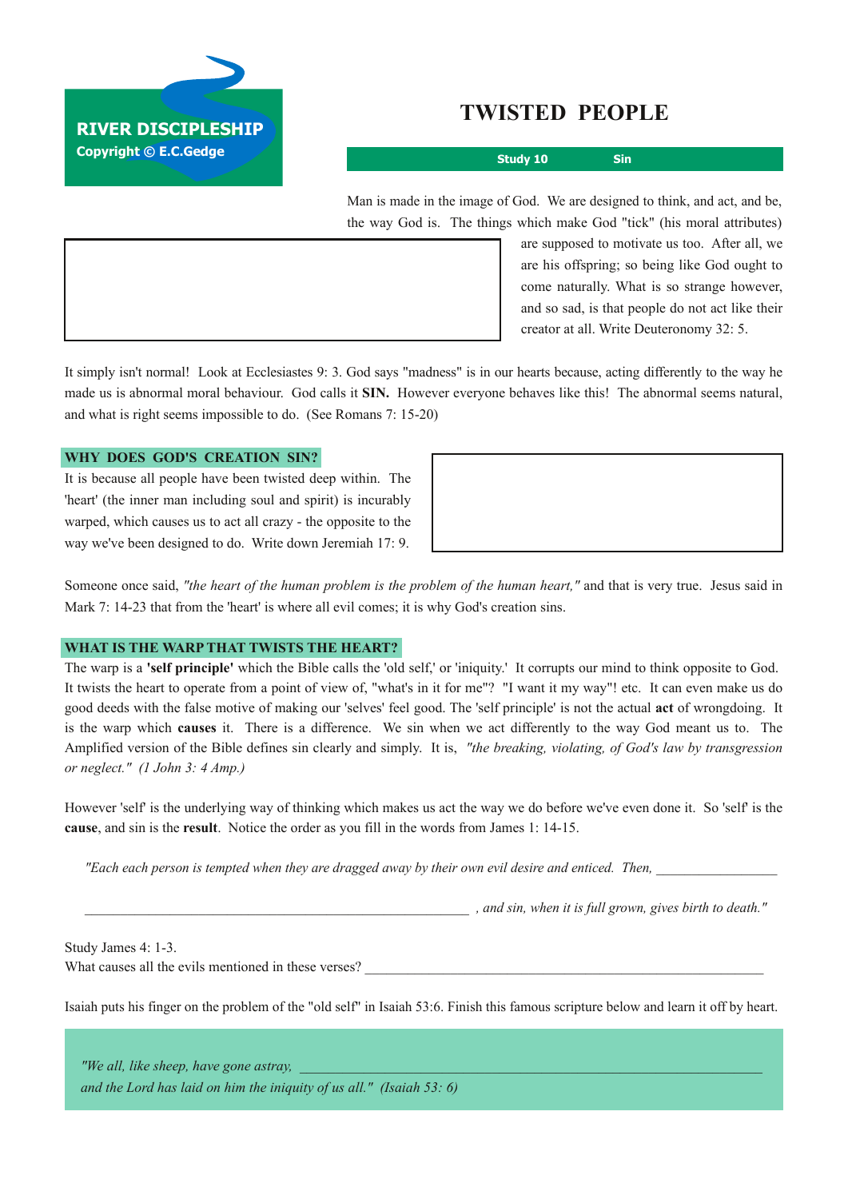RIVER DISCIPLESHIP
Copyright © E.C.Gedge

# TWISTED PEOPLE

**Study 10 Sin**

Man is made in the image of God. We are designed to think, and act, and be, the way God is. The things which make God "tick" (his moral attributes) are supposed to motivate us too. After all, we are his offspring; so being like God ought to come naturally. What is so strange however, and so sad, is that people do not act like their creator at all. Write Deuteronomy 32: 5.

It simply isn't normal! Look at Ecclesiastes 9: 3. God says "madness" is in our hearts because, acting differently to the way he made us is abnormal moral behaviour. God calls it **SIN.** However everyone behaves like this! The abnormal seems natural, and what is right seems impossible to do. (See Romans 7: 15-20)

## WHY DOES GOD'S CREATION SIN?

It is because all people have been twisted deep within. The 'heart' (the inner man including soul and spirit) is incurably warped, which causes us to act all crazy - the opposite to the way we've been designed to do. Write down Jeremiah 17: 9.

Someone once said, *"the heart of the human problem is the problem of the human heart,"* and that is very true. Jesus said in Mark 7: 14-23 that from the 'heart' is where all evil comes; it is why God's creation sins.

## WHAT IS THE WARP THAT TWISTS THE HEART?

The warp is a **'self principle'** which the Bible calls the 'old self,' or 'iniquity.' It corrupts our mind to think opposite to God. It twists the heart to operate from a point of view of, "what's in it for me"? "I want it my way"! etc. It can even make us do good deeds with the false motive of making our 'selves' feel good. The 'self principle' is not the actual **act** of wrongdoing. It is the warp which **causes** it. There is a difference. We sin when we act differently to the way God meant us to. The Amplified version of the Bible defines sin clearly and simply. It is, *"the breaking, violating, of God's law by transgression or neglect." (1 John 3: 4 Amp.)*

However 'self' is the underlying way of thinking which makes us act the way we do before we've even done it. So 'self' is the **cause**, and sin is the **result**. Notice the order as you fill in the words from James 1: 14-15.

*"Each each person is tempted when they are dragged away by their own evil desire and enticed. Then,* _________________

_______________________________________________________ *, and sin, when it is full grown, gives birth to death."*

Study James 4: 1-3.
What causes all the evils mentioned in these verses? _________________________________________________________

Isaiah puts his finger on the problem of the "old self" in Isaiah 53:6. Finish this famous scripture below and learn it off by heart.

*"We all, like sheep, have gone astray,* _________________________________________________________________
*and the Lord has laid on him the iniquity of us all." (Isaiah 53: 6)*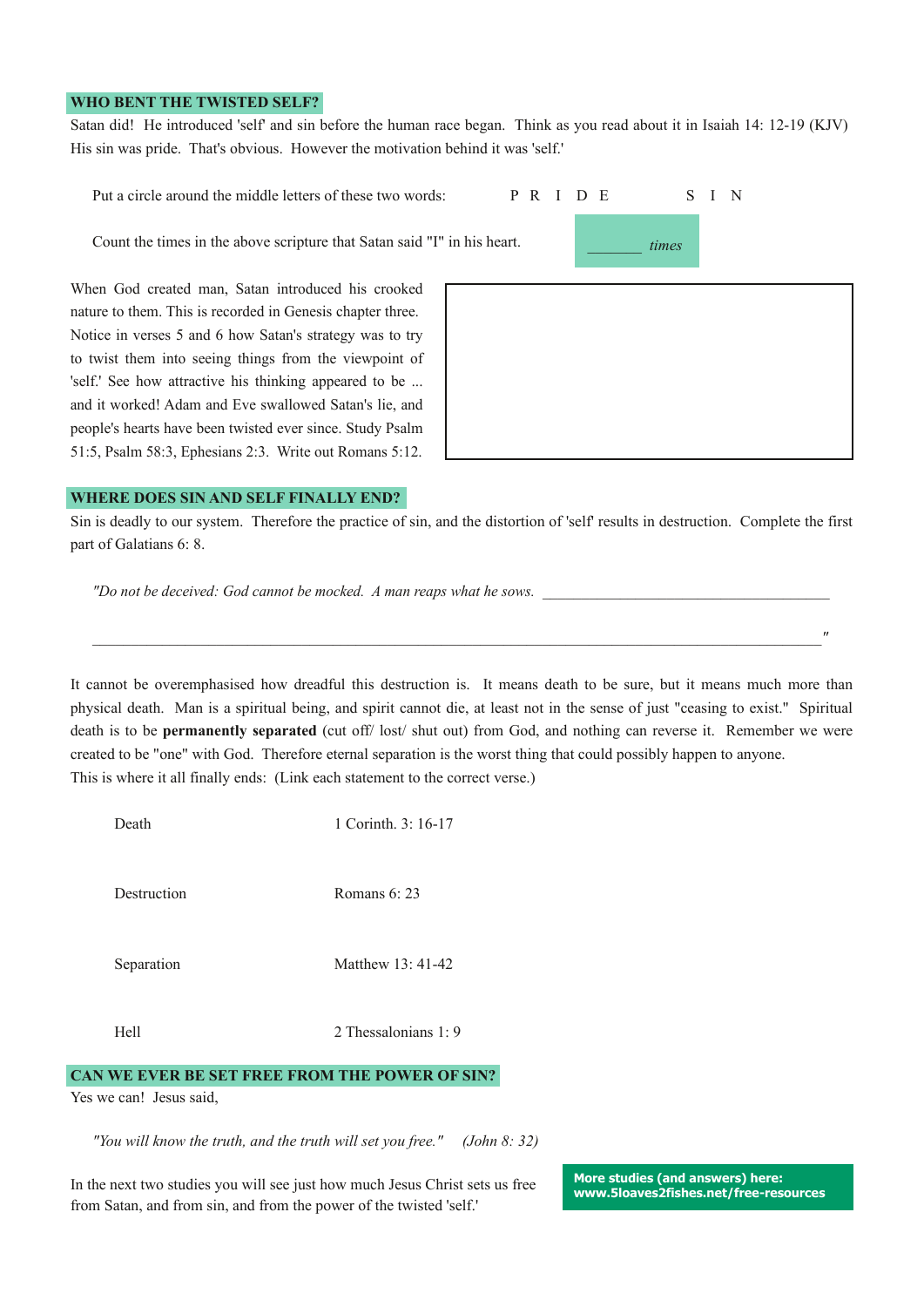## WHO BENT THE TWISTED SELF?

Satan did! He introduced 'self' and sin before the human race began. Think as you read about it in Isaiah 14: 12-19 (KJV) His sin was pride. That's obvious. However the motivation behind it was 'self.'

Put a circle around the middle letters of these two words: P R I D E S I N

Count the times in the above scripture that Satan said "I" in his heart. _______ *times*

When God created man, Satan introduced his crooked nature to them. This is recorded in Genesis chapter three. Notice in verses 5 and 6 how Satan's strategy was to try to twist them into seeing things from the viewpoint of 'self.' See how attractive his thinking appeared to be ... and it worked! Adam and Eve swallowed Satan's lie, and people's hearts have been twisted ever since. Study Psalm 51:5, Psalm 58:3, Ephesians 2:3. Write out Romans 5:12.

## WHERE DOES SIN AND SELF FINALLY END?

Sin is deadly to our system. Therefore the practice of sin, and the distortion of 'self' results in destruction. Complete the first part of Galatians 6: 8.

*"Do not be deceived: God cannot be mocked. A man reaps what he sows.* ______________________________________

______________________________________________________________________________________________"

It cannot be overemphasised how dreadful this destruction is. It means death to be sure, but it means much more than physical death. Man is a spiritual being, and spirit cannot die, at least not in the sense of just "ceasing to exist." Spiritual death is to be **permanently separated** (cut off/ lost/ shut out) from God, and nothing can reverse it. Remember we were created to be "one" with God. Therefore eternal separation is the worst thing that could possibly happen to anyone.
This is where it all finally ends: (Link each statement to the correct verse.)

| | |
|---|---|
| Death | 1 Corinth. 3: 16-17 |
| Destruction | Romans 6: 23 |
| Separation | Matthew 13: 41-42 |
| Hell | 2 Thessalonians 1: 9 |

## CAN WE EVER BE SET FREE FROM THE POWER OF SIN?

Yes we can! Jesus said,

*"You will know the truth, and the truth will set you free."* *(John 8: 32)*

In the next two studies you will see just how much Jesus Christ sets us free from Satan, and from sin, and from the power of the twisted 'self.'

**More studies (and answers) here: www.5loaves2fishes.net/free-resources**